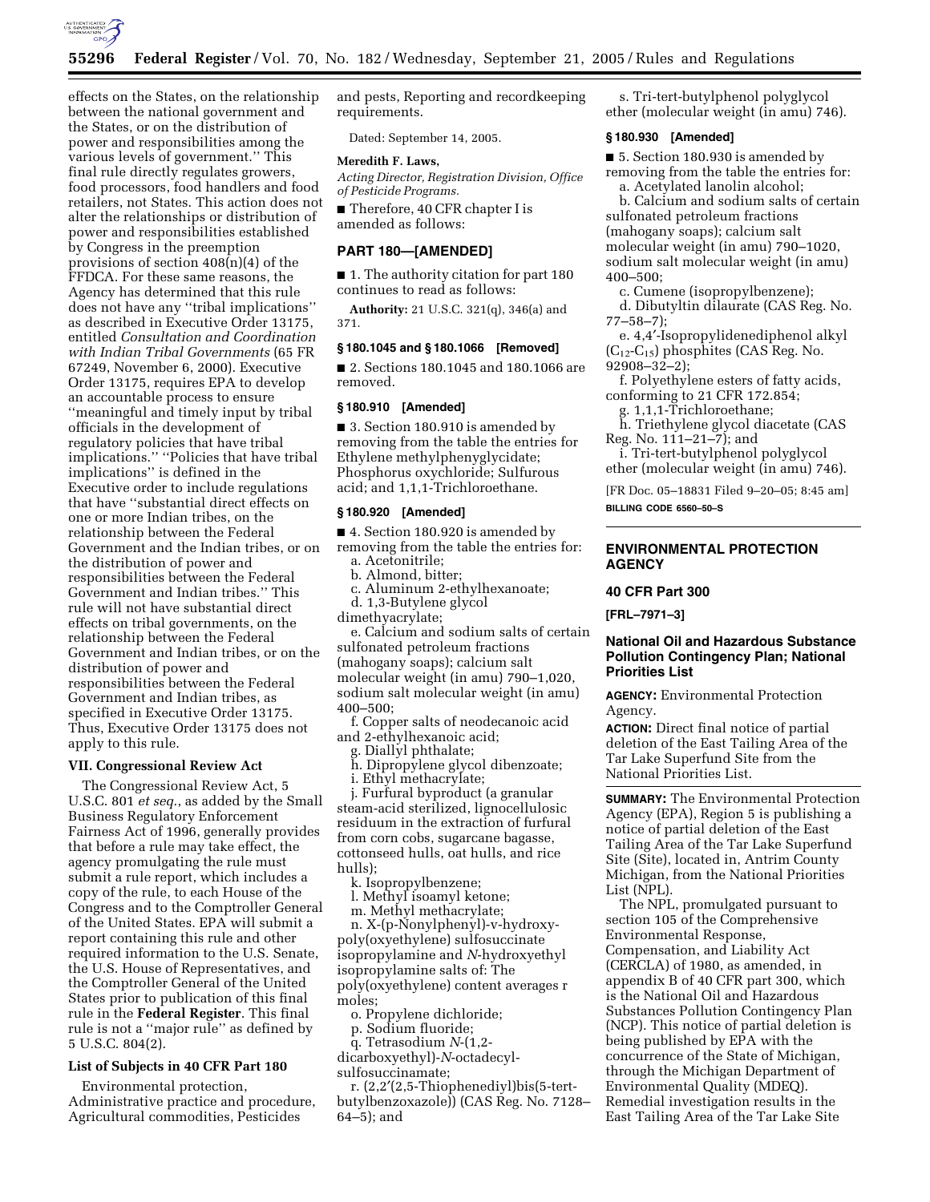effects on the States, on the relationship between the national government and the States, or on the distribution of power and responsibilities among the various levels of government.'' This final rule directly regulates growers, food processors, food handlers and food retailers, not States. This action does not alter the relationships or distribution of power and responsibilities established by Congress in the preemption provisions of section 408(n)(4) of the FFDCA. For these same reasons, the Agency has determined that this rule does not have any ''tribal implications'' as described in Executive Order 13175, entitled *Consultation and Coordination with Indian Tribal Governments* (65 FR 67249, November 6, 2000). Executive Order 13175, requires EPA to develop an accountable process to ensure ''meaningful and timely input by tribal officials in the development of regulatory policies that have tribal implications.'' ''Policies that have tribal implications'' is defined in the Executive order to include regulations that have ''substantial direct effects on one or more Indian tribes, on the relationship between the Federal Government and the Indian tribes, or on the distribution of power and responsibilities between the Federal Government and Indian tribes.'' This rule will not have substantial direct effects on tribal governments, on the relationship between the Federal Government and Indian tribes, or on the distribution of power and responsibilities between the Federal Government and Indian tribes, as specified in Executive Order 13175. Thus, Executive Order 13175 does not apply to this rule.

### VII. Congressional Review Act

The Congressional Review Act, 5 U.S.C. 801 *et seq.*, as added by the Small Business Regulatory Enforcement Fairness Act of 1996, generally provides that before a rule may take effect, the agency promulgating the rule must submit a rule report, which includes a copy of the rule, to each House of the Congress and to the Comptroller General of the United States. EPA will submit a report containing this rule and other required information to the U.S. Senate, the U.S. House of Representatives, and the Comptroller General of the United States prior to publication of this final rule in the **Federal Register**. This final rule is not a ''major rule'' as defined by 5 U.S.C. 804(2).

### List of Subjects in 40 CFR Part 180

Environmental protection, Administrative practice and procedure, Agricultural commodities, Pesticides and pests, Reporting and recordkeeping requirements.

Dated: September 14, 2005.

**Meredith F. Laws,**

*Acting Director, Registration Division, Office of Pesticide Programs.*

■ Therefore, 40 CFR chapter I is amended as follows:

## PART 180—[AMENDED]

■ 1. The authority citation for part 180 continues to read as follows:

**Authority:** 21 U.S.C. 321(q), 346(a) and 371.

### § 180.1045 and § 180.1066 [Removed]

■ 2. Sections 180.1045 and 180.1066 are removed.

### § 180.910 [Amended]

■ 3. Section 180.910 is amended by removing from the table the entries for Ethylene methylphenylglycidate; Phosphorus oxychloride; Sulfurous acid; and 1,1,1-Trichloroethane.

### § 180.920 [Amended]

■ 4. Section 180.920 is amended by removing from the table the entries for:

a. Acetonitrile;

b. Almond, bitter;

c. Aluminum 2-ethylhexanoate;

d. 1,3-Butylene glycol dimethyacrylate;

e. Calcium and sodium salts of certain sulfonated petroleum fractions (mahogany soaps); calcium salt molecular weight (in amu) 790–1,020, sodium salt molecular weight (in amu) 400–500;

f. Copper salts of neodecanoic acid and 2-ethylhexanoic acid;

g. Diallyl phthalate;

h. Dipropylene glycol dibenzoate;

i. Ethyl methacrylate;

j. Furfural byproduct (a granular steam-acid sterilized, lignocellulosic residuum in the extraction of furfural from corn cobs, sugarcane bagasse, cottonseed hulls, oat hulls, and rice hulls);

k. Isopropylbenzene;

l. Methyl isoamyl ketone;

m. Methyl methacrylate;

n. X-(p-Nonylphenyl)-v-hydroxy-poly(oxyethylene) sulfosuccinate isopropylamine and *N*-hydroxyethyl isopropylamine salts of: The poly(oxyethylene) content averages r moles;

o. Propylene dichloride;

p. Sodium fluoride;

q. Tetrasodium *N*-(1,2-dicarboxyethyl)-*N*-octadecyl-sulfosuccinamate;

r. (2,2′(2,5-Thiophenediyl)bis(5-tert-butylbenzoxazole)) (CAS Reg. No. 7128–64–5); and

s. Tri-tert-butylphenol polyglycol ether (molecular weight (in amu) 746).

### § 180.930 [Amended]

■ 5. Section 180.930 is amended by removing from the table the entries for:

a. Acetylated lanolin alcohol;

b. Calcium and sodium salts of certain sulfonated petroleum fractions (mahogany soaps); calcium salt molecular weight (in amu) 790–1020, sodium salt molecular weight (in amu) 400–500;

c. Cumene (isopropylbenzene);

d. Dibutyltin dilaurate (CAS Reg. No. 77–58–7);

e. 4,4′-Isopropylidenediphenol alkyl ($C_{12}$-$C_{15}$) phosphites (CAS Reg. No. 92908–32–2);

f. Polyethylene esters of fatty acids, conforming to 21 CFR 172.854;

g. 1,1,1-Trichloroethane;

h. Triethylene glycol diacetate (CAS Reg. No. 111–21–7); and

i. Tri-tert-butylphenol polyglycol ether (molecular weight (in amu) 746).

[FR Doc. 05–18831 Filed 9–20–05; 8:45 am]

**BILLING CODE 6560–50–S**

---

## ENVIRONMENTAL PROTECTION AGENCY

### 40 CFR Part 300

**[FRL–7971–3]**

### National Oil and Hazardous Substance Pollution Contingency Plan; National Priorities List

**AGENCY:** Environmental Protection Agency.

**ACTION:** Direct final notice of partial deletion of the East Tailing Area of the Tar Lake Superfund Site from the National Priorities List.

**SUMMARY:** The Environmental Protection Agency (EPA), Region 5 is publishing a notice of partial deletion of the East Tailing Area of the Tar Lake Superfund Site (Site), located in, Antrim County Michigan, from the National Priorities List (NPL).

The NPL, promulgated pursuant to section 105 of the Comprehensive Environmental Response, Compensation, and Liability Act (CERCLA) of 1980, as amended, in appendix B of 40 CFR part 300, which is the National Oil and Hazardous Substances Pollution Contingency Plan (NCP). This notice of partial deletion is being published by EPA with the concurrence of the State of Michigan, through the Michigan Department of Environmental Quality (MDEQ). Remedial investigation results in the East Tailing Area of the Tar Lake Site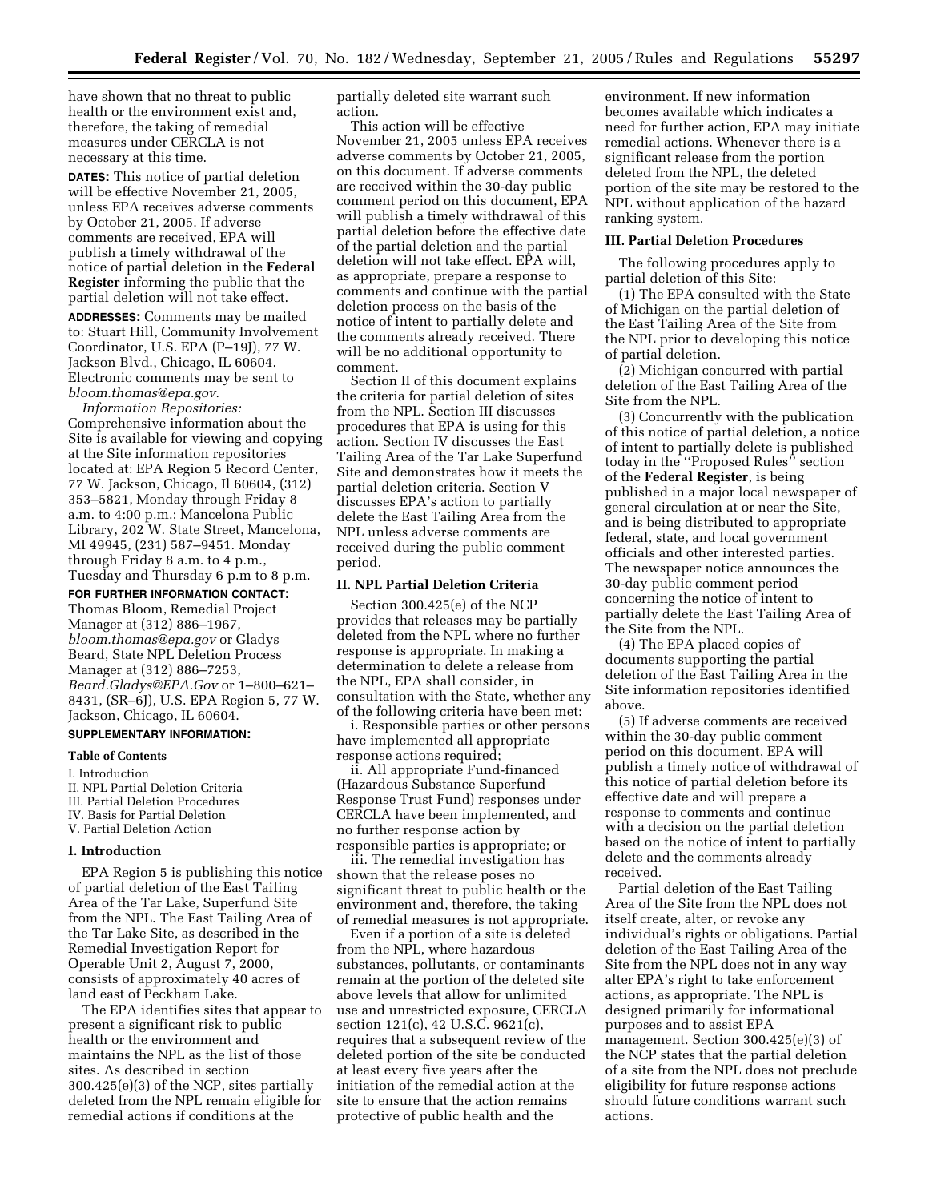have shown that no threat to public health or the environment exist and, therefore, the taking of remedial measures under CERCLA is not necessary at this time.

**DATES:** This notice of partial deletion will be effective November 21, 2005, unless EPA receives adverse comments by October 21, 2005. If adverse comments are received, EPA will publish a timely withdrawal of the notice of partial deletion in the **Federal Register** informing the public that the partial deletion will not take effect.

**ADDRESSES:** Comments may be mailed to: Stuart Hill, Community Involvement Coordinator, U.S. EPA (P–19J), 77 W. Jackson Blvd., Chicago, IL 60604. Electronic comments may be sent to *bloom.thomas@epa.gov.*

*Information Repositories:* Comprehensive information about the Site is available for viewing and copying at the Site information repositories located at: EPA Region 5 Record Center, 77 W. Jackson, Chicago, Il 60604, (312) 353–5821, Monday through Friday 8 a.m. to 4:00 p.m.; Mancelona Public Library, 202 W. State Street, Mancelona, MI 49945, (231) 587–9451. Monday through Friday 8 a.m. to 4 p.m., Tuesday and Thursday 6 p.m to 8 p.m.

**FOR FURTHER INFORMATION CONTACT:** Thomas Bloom, Remedial Project Manager at (312) 886–1967, *bloom.thomas@epa.gov* or Gladys Beard, State NPL Deletion Process Manager at (312) 886–7253, *Beard.Gladys@EPA.Gov* or 1–800–621–8431, (SR–6J), U.S. EPA Region 5, 77 W. Jackson, Chicago, IL 60604.

**SUPPLEMENTARY INFORMATION:**

**Table of Contents**

I. Introduction
II. NPL Partial Deletion Criteria
III. Partial Deletion Procedures
IV. Basis for Partial Deletion
V. Partial Deletion Action

## I. Introduction

EPA Region 5 is publishing this notice of partial deletion of the East Tailing Area of the Tar Lake, Superfund Site from the NPL. The East Tailing Area of the Tar Lake Site, as described in the Remedial Investigation Report for Operable Unit 2, August 7, 2000, consists of approximately 40 acres of land east of Peckham Lake.

The EPA identifies sites that appear to present a significant risk to public health or the environment and maintains the NPL as the list of those sites. As described in section 300.425(e)(3) of the NCP, sites partially deleted from the NPL remain eligible for remedial actions if conditions at the partially deleted site warrant such action.

This action will be effective November 21, 2005 unless EPA receives adverse comments by October 21, 2005, on this document. If adverse comments are received within the 30-day public comment period on this document, EPA will publish a timely withdrawal of this partial deletion before the effective date of the partial deletion and the partial deletion will not take effect. EPA will, as appropriate, prepare a response to comments and continue with the partial deletion process on the basis of the notice of intent to partially delete and the comments already received. There will be no additional opportunity to comment.

Section II of this document explains the criteria for partial deletion of sites from the NPL. Section III discusses procedures that EPA is using for this action. Section IV discusses the East Tailing Area of the Tar Lake Superfund Site and demonstrates how it meets the partial deletion criteria. Section V discusses EPA's action to partially delete the East Tailing Area from the NPL unless adverse comments are received during the public comment period.

## II. NPL Partial Deletion Criteria

Section 300.425(e) of the NCP provides that releases may be partially deleted from the NPL where no further response is appropriate. In making a determination to delete a release from the NPL, EPA shall consider, in consultation with the State, whether any of the following criteria have been met:

i. Responsible parties or other persons have implemented all appropriate response actions required;

ii. All appropriate Fund-financed (Hazardous Substance Superfund Response Trust Fund) responses under CERCLA have been implemented, and no further response action by responsible parties is appropriate; or

iii. The remedial investigation has shown that the release poses no significant threat to public health or the environment and, therefore, the taking of remedial measures is not appropriate.

Even if a portion of a site is deleted from the NPL, where hazardous substances, pollutants, or contaminants remain at the portion of the deleted site above levels that allow for unlimited use and unrestricted exposure, CERCLA section 121(c), 42 U.S.C. 9621(c), requires that a subsequent review of the deleted portion of the site be conducted at least every five years after the initiation of the remedial action at the site to ensure that the action remains protective of public health and the environment. If new information becomes available which indicates a need for further action, EPA may initiate remedial actions. Whenever there is a significant release from the portion deleted from the NPL, the deleted portion of the site may be restored to the NPL without application of the hazard ranking system.

## III. Partial Deletion Procedures

The following procedures apply to partial deletion of this Site:

(1) The EPA consulted with the State of Michigan on the partial deletion of the East Tailing Area of the Site from the NPL prior to developing this notice of partial deletion.

(2) Michigan concurred with partial deletion of the East Tailing Area of the Site from the NPL.

(3) Concurrently with the publication of this notice of partial deletion, a notice of intent to partially delete is published today in the "Proposed Rules" section of the **Federal Register**, is being published in a major local newspaper of general circulation at or near the Site, and is being distributed to appropriate federal, state, and local government officials and other interested parties. The newspaper notice announces the 30-day public comment period concerning the notice of intent to partially delete the East Tailing Area of the Site from the NPL.

(4) The EPA placed copies of documents supporting the partial deletion of the East Tailing Area in the Site information repositories identified above.

(5) If adverse comments are received within the 30-day public comment period on this document, EPA will publish a timely notice of withdrawal of this notice of partial deletion before its effective date and will prepare a response to comments and continue with a decision on the partial deletion based on the notice of intent to partially delete and the comments already received.

Partial deletion of the East Tailing Area of the Site from the NPL does not itself create, alter, or revoke any individual's rights or obligations. Partial deletion of the East Tailing Area of the Site from the NPL does not in any way alter EPA's right to take enforcement actions, as appropriate. The NPL is designed primarily for informational purposes and to assist EPA management. Section 300.425(e)(3) of the NCP states that the partial deletion of a site from the NPL does not preclude eligibility for future response actions should future conditions warrant such actions.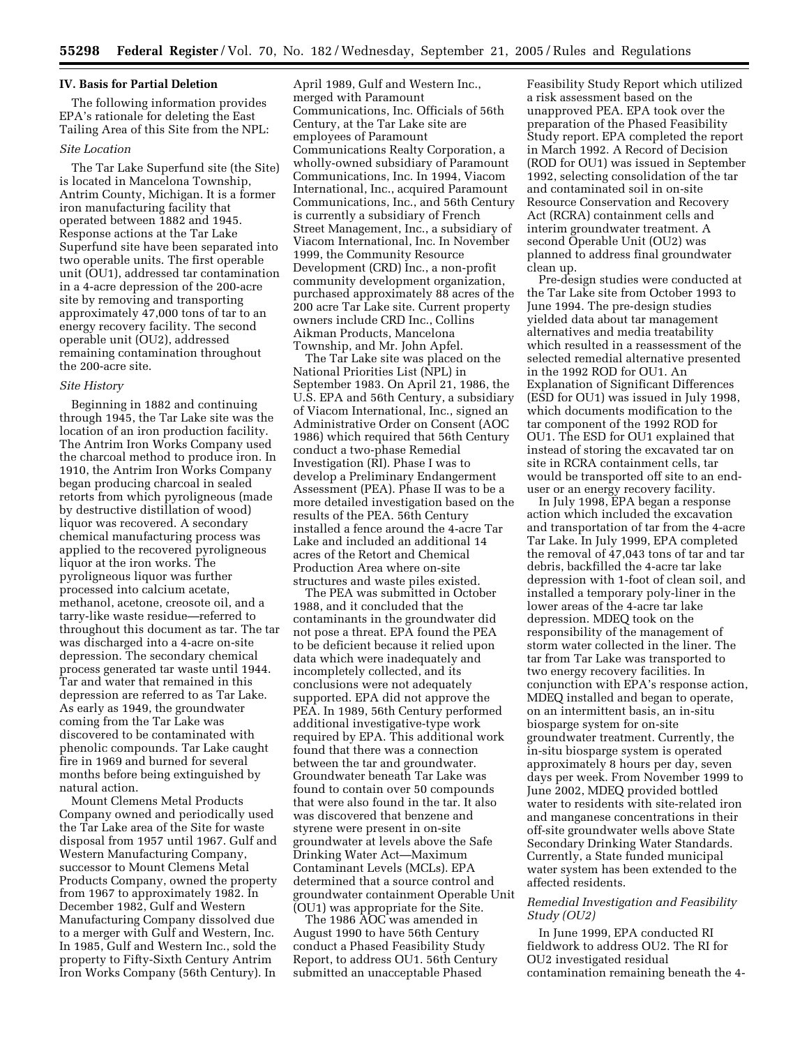## IV. Basis for Partial Deletion

The following information provides EPA's rationale for deleting the East Tailing Area of this Site from the NPL:

*Site Location*

The Tar Lake Superfund site (the Site) is located in Mancelona Township, Antrim County, Michigan. It is a former iron manufacturing facility that operated between 1882 and 1945. Response actions at the Tar Lake Superfund site have been separated into two operable units. The first operable unit (OU1), addressed tar contamination in a 4-acre depression of the 200-acre site by removing and transporting approximately 47,000 tons of tar to an energy recovery facility. The second operable unit (OU2), addressed remaining contamination throughout the 200-acre site.

*Site History*

Beginning in 1882 and continuing through 1945, the Tar Lake site was the location of an iron production facility. The Antrim Iron Works Company used the charcoal method to produce iron. In 1910, the Antrim Iron Works Company began producing charcoal in sealed retorts from which pyroligneous (made by destructive distillation of wood) liquor was recovered. A secondary chemical manufacturing process was applied to the recovered pyroligneous liquor at the iron works. The pyroligneous liquor was further processed into calcium acetate, methanol, acetone, creosote oil, and a tarry-like waste residue—referred to throughout this document as tar. The tar was discharged into a 4-acre on-site depression. The secondary chemical process generated tar waste until 1944. Tar and water that remained in this depression are referred to as Tar Lake. As early as 1949, the groundwater coming from the Tar Lake was discovered to be contaminated with phenolic compounds. Tar Lake caught fire in 1969 and burned for several months before being extinguished by natural action.

Mount Clemens Metal Products Company owned and periodically used the Tar Lake area of the Site for waste disposal from 1957 until 1967. Gulf and Western Manufacturing Company, successor to Mount Clemens Metal Products Company, owned the property from 1967 to approximately 1982. In December 1982, Gulf and Western Manufacturing Company dissolved due to a merger with Gulf and Western, Inc. In 1985, Gulf and Western Inc., sold the property to Fifty-Sixth Century Antrim Iron Works Company (56th Century). In April 1989, Gulf and Western Inc., merged with Paramount Communications, Inc. Officials of 56th Century, at the Tar Lake site are employees of Paramount Communications Realty Corporation, a wholly-owned subsidiary of Paramount Communications, Inc. In 1994, Viacom International, Inc., acquired Paramount Communications, Inc., and 56th Century is currently a subsidiary of French Street Management, Inc., a subsidiary of Viacom International, Inc. In November 1999, the Community Resource Development (CRD) Inc., a non-profit community development organization, purchased approximately 88 acres of the 200 acre Tar Lake site. Current property owners include CRD Inc., Collins Aikman Products, Mancelona Township, and Mr. John Apfel.

The Tar Lake site was placed on the National Priorities List (NPL) in September 1983. On April 21, 1986, the U.S. EPA and 56th Century, a subsidiary of Viacom International, Inc., signed an Administrative Order on Consent (AOC 1986) which required that 56th Century conduct a two-phase Remedial Investigation (RI). Phase I was to develop a Preliminary Endangerment Assessment (PEA). Phase II was to be a more detailed investigation based on the results of the PEA. 56th Century installed a fence around the 4-acre Tar Lake and included an additional 14 acres of the Retort and Chemical Production Area where on-site structures and waste piles existed.

The PEA was submitted in October 1988, and it concluded that the contaminants in the groundwater did not pose a threat. EPA found the PEA to be deficient because it relied upon data which were inadequately and incompletely collected, and its conclusions were not adequately supported. EPA did not approve the PEA. In 1989, 56th Century performed additional investigative-type work required by EPA. This additional work found that there was a connection between the tar and groundwater. Groundwater beneath Tar Lake was found to contain over 50 compounds that were also found in the tar. It also was discovered that benzene and styrene were present in on-site groundwater at levels above the Safe Drinking Water Act—Maximum Contaminant Levels (MCLs). EPA determined that a source control and groundwater containment Operable Unit (OU1) was appropriate for the Site.

The 1986 AOC was amended in August 1990 to have 56th Century conduct a Phased Feasibility Study Report, to address OU1. 56th Century submitted an unacceptable Phased Feasibility Study Report which utilized a risk assessment based on the unapproved PEA. EPA took over the preparation of the Phased Feasibility Study report. EPA completed the report in March 1992. A Record of Decision (ROD for OU1) was issued in September 1992, selecting consolidation of the tar and contaminated soil in on-site Resource Conservation and Recovery Act (RCRA) containment cells and interim groundwater treatment. A second Operable Unit (OU2) was planned to address final groundwater clean up.

Pre-design studies were conducted at the Tar Lake site from October 1993 to June 1994. The pre-design studies yielded data about tar management alternatives and media treatability which resulted in a reassessment of the selected remedial alternative presented in the 1992 ROD for OU1. An Explanation of Significant Differences (ESD for OU1) was issued in July 1998, which documents modification to the tar component of the 1992 ROD for OU1. The ESD for OU1 explained that instead of storing the excavated tar on site in RCRA containment cells, tar would be transported off site to an end-user or an energy recovery facility.

In July 1998, EPA began a response action which included the excavation and transportation of tar from the 4-acre Tar Lake. In July 1999, EPA completed the removal of 47,043 tons of tar and tar debris, backfilled the 4-acre tar lake depression with 1-foot of clean soil, and installed a temporary poly-liner in the lower areas of the 4-acre tar lake depression. MDEQ took on the responsibility of the management of storm water collected in the liner. The tar from Tar Lake was transported to two energy recovery facilities. In conjunction with EPA's response action, MDEQ installed and began to operate, on an intermittent basis, an in-situ biosparge system for on-site groundwater treatment. Currently, the in-situ biosparge system is operated approximately 8 hours per day, seven days per week. From November 1999 to June 2002, MDEQ provided bottled water to residents with site-related iron and manganese concentrations in their off-site groundwater wells above State Secondary Drinking Water Standards. Currently, a State funded municipal water system has been extended to the affected residents.

*Remedial Investigation and Feasibility Study (OU2)*

In June 1999, EPA conducted RI fieldwork to address OU2. The RI for OU2 investigated residual contamination remaining beneath the 4-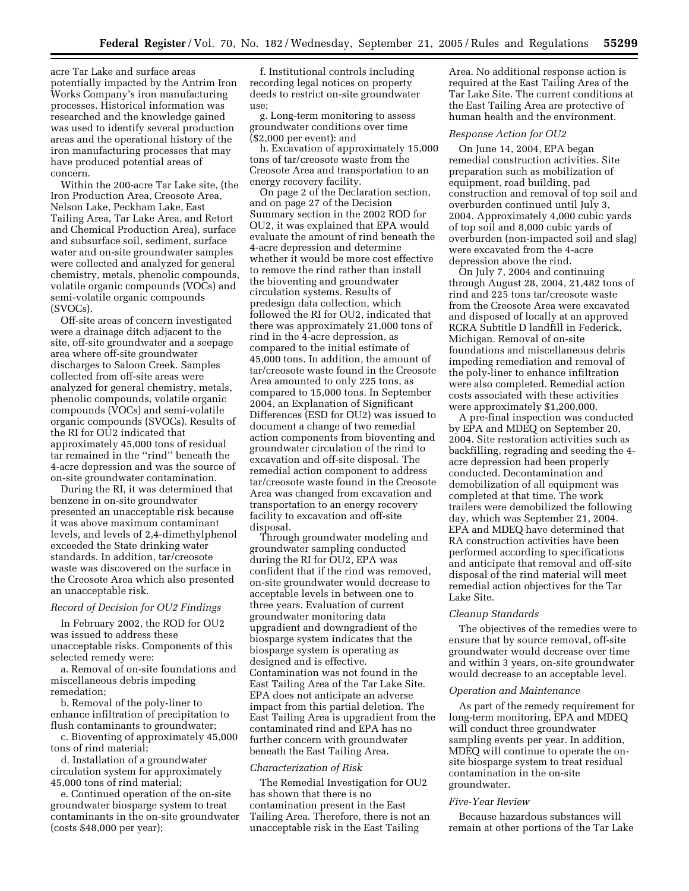acre Tar Lake and surface areas potentially impacted by the Antrim Iron Works Company's iron manufacturing processes. Historical information was researched and the knowledge gained was used to identify several production areas and the operational history of the iron manufacturing processes that may have produced potential areas of concern.

Within the 200-acre Tar Lake site, (the Iron Production Area, Creosote Area, Nelson Lake, Peckham Lake, East Tailing Area, Tar Lake Area, and Retort and Chemical Production Area), surface and subsurface soil, sediment, surface water and on-site groundwater samples were collected and analyzed for general chemistry, metals, phenolic compounds, volatile organic compounds (VOCs) and semi-volatile organic compounds (SVOCs).

Off-site areas of concern investigated were a drainage ditch adjacent to the site, off-site groundwater and a seepage area where off-site groundwater discharges to Saloon Creek. Samples collected from off-site areas were analyzed for general chemistry, metals, phenolic compounds, volatile organic compounds (VOCs) and semi-volatile organic compounds (SVOCs). Results of the RI for OU2 indicated that approximately 45,000 tons of residual tar remained in the ''rind'' beneath the 4-acre depression and was the source of on-site groundwater contamination.

During the RI, it was determined that benzene in on-site groundwater presented an unacceptable risk because it was above maximum contaminant levels, and levels of 2,4-dimethylphenol exceeded the State drinking water standards. In addition, tar/creosote waste was discovered on the surface in the Creosote Area which also presented an unacceptable risk.

*Record of Decision for OU2 Findings*

In February 2002, the ROD for OU2 was issued to address these unacceptable risks. Components of this selected remedy were:

a. Removal of on-site foundations and miscellaneous debris impeding remedation;

b. Removal of the poly-liner to enhance infiltration of precipitation to flush contaminants to groundwater;

c. Bioventing of approximately 45,000 tons of rind material;

d. Installation of a groundwater circulation system for approximately 45,000 tons of rind material;

e. Continued operation of the on-site groundwater biosparge system to treat contaminants in the on-site groundwater (costs $48,000 per year);

f. Institutional controls including recording legal notices on property deeds to restrict on-site groundwater use;

g. Long-term monitoring to assess groundwater conditions over time ($2,000 per event): and

h. Excavation of approximately 15,000 tons of tar/creosote waste from the Creosote Area and transportation to an energy recovery facility.

On page 2 of the Declaration section, and on page 27 of the Decision Summary section in the 2002 ROD for OU2, it was explained that EPA would evaluate the amount of rind beneath the 4-acre depression and determine whether it would be more cost effective to remove the rind rather than install the bioventing and groundwater circulation systems. Results of predesign data collection, which followed the RI for OU2, indicated that there was approximately 21,000 tons of rind in the 4-acre depression, as compared to the initial estimate of 45,000 tons. In addition, the amount of tar/creosote waste found in the Creosote Area amounted to only 225 tons, as compared to 15,000 tons. In September 2004, an Explanation of Significant Differences (ESD for OU2) was issued to document a change of two remedial action components from bioventing and groundwater circulation of the rind to excavation and off-site disposal. The remedial action component to address tar/creosote waste found in the Creosote Area was changed from excavation and transportation to an energy recovery facility to excavation and off-site disposal.

Through groundwater modeling and groundwater sampling conducted during the RI for OU2, EPA was confident that if the rind was removed, on-site groundwater would decrease to acceptable levels in between one to three years. Evaluation of current groundwater monitoring data upgradient and downgradient of the biosparge system indicates that the biosparge system is operating as designed and is effective. Contamination was not found in the East Tailing Area of the Tar Lake Site. EPA does not anticipate an adverse impact from this partial deletion. The East Tailing Area is upgradient from the contaminated rind and EPA has no further concern with groundwater beneath the East Tailing Area.

*Characterization of Risk*

The Remedial Investigation for OU2 has shown that there is no contamination present in the East Tailing Area. Therefore, there is not an unacceptable risk in the East Tailing Area. No additional response action is required at the East Tailing Area of the Tar Lake Site. The current conditions at the East Tailing Area are protective of human health and the environment.

*Response Action for OU2*

On June 14, 2004, EPA began remedial construction activities. Site preparation such as mobilization of equipment, road building, pad construction and removal of top soil and overburden continued until July 3, 2004. Approximately 4,000 cubic yards of top soil and 8,000 cubic yards of overburden (non-impacted soil and slag) were excavated from the 4-acre depression above the rind.

On July 7, 2004 and continuing through August 28, 2004, 21,482 tons of rind and 225 tons tar/creosote waste from the Creosote Area were excavated and disposed of locally at an approved RCRA Subtitle D landfill in Federick, Michigan. Removal of on-site foundations and miscellaneous debris impeding remediation and removal of the poly-liner to enhance infiltration were also completed. Remedial action costs associated with these activities were approximately $1,200,000.

A pre-final inspection was conducted by EPA and MDEQ on September 20, 2004. Site restoration activities such as backfilling, regrading and seeding the 4-acre depression had been properly conducted. Decontamination and demobilization of all equipment was completed at that time. The work trailers were demobilized the following day, which was September 21, 2004. EPA and MDEQ have determined that RA construction activities have been performed according to specifications and anticipate that removal and off-site disposal of the rind material will meet remedial action objectives for the Tar Lake Site.

*Cleanup Standards*

The objectives of the remedies were to ensure that by source removal, off-site groundwater would decrease over time and within 3 years, on-site groundwater would decrease to an acceptable level.

*Operation and Maintenance*

As part of the remedy requirement for long-term monitoring, EPA and MDEQ will conduct three groundwater sampling events per year. In addition, MDEQ will continue to operate the on-site biosparge system to treat residual contamination in the on-site groundwater.

*Five-Year Review*

Because hazardous substances will remain at other portions of the Tar Lake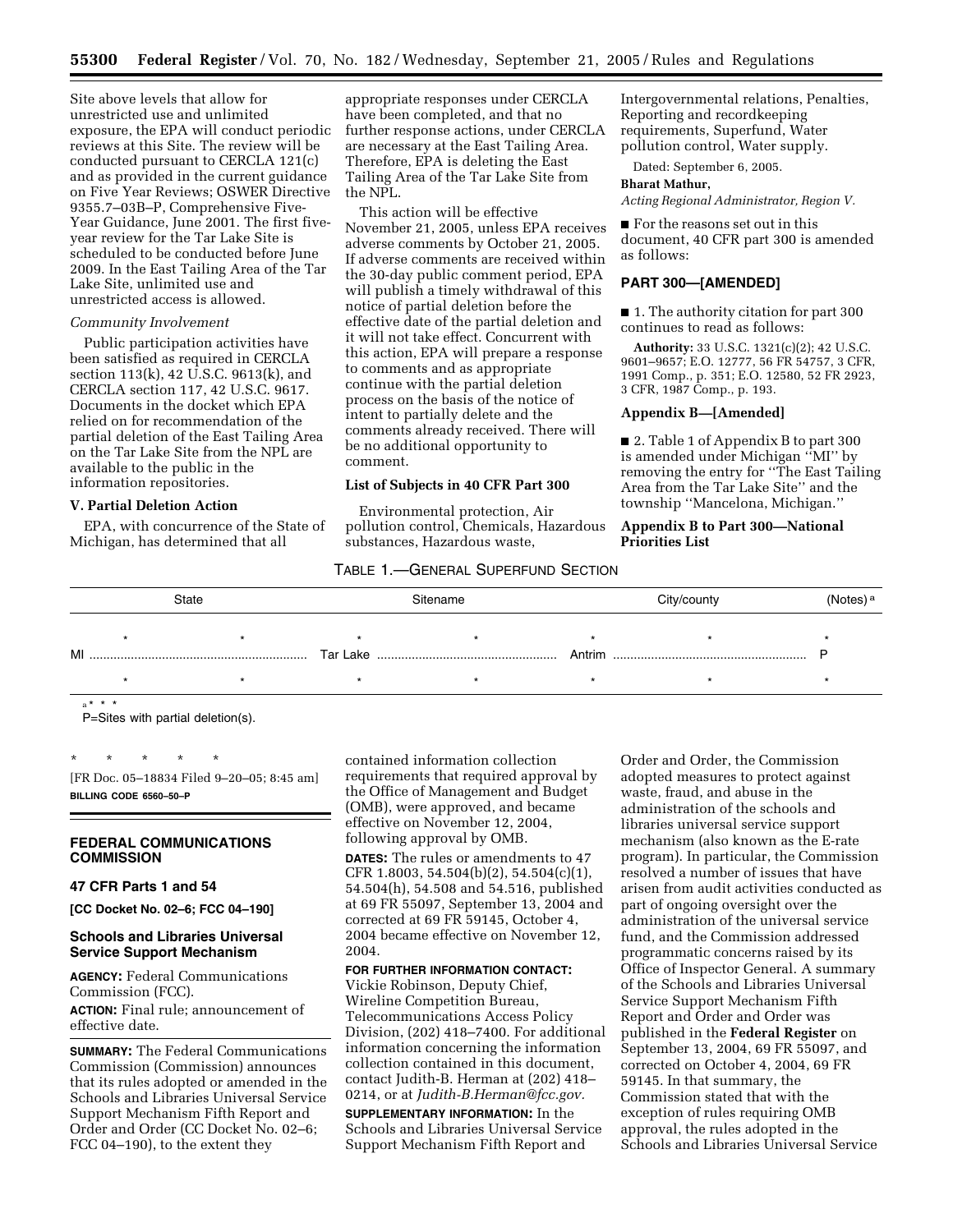Site above levels that allow for unrestricted use and unlimited exposure, the EPA will conduct periodic reviews at this Site. The review will be conducted pursuant to CERCLA 121(c) and as provided in the current guidance on Five Year Reviews; OSWER Directive 9355.7–03B–P, Comprehensive Five-Year Guidance, June 2001. The first five-year review for the Tar Lake Site is scheduled to be conducted before June 2009. In the East Tailing Area of the Tar Lake Site, unlimited use and unrestricted access is allowed.

*Community Involvement*

Public participation activities have been satisfied as required in CERCLA section 113(k), 42 U.S.C. 9613(k), and CERCLA section 117, 42 U.S.C. 9617. Documents in the docket which EPA relied on for recommendation of the partial deletion of the East Tailing Area on the Tar Lake Site from the NPL are available to the public in the information repositories.

**V. Partial Deletion Action**

EPA, with concurrence of the State of Michigan, has determined that all appropriate responses under CERCLA have been completed, and that no further response actions, under CERCLA are necessary at the East Tailing Area. Therefore, EPA is deleting the East Tailing Area of the Tar Lake Site from the NPL.

This action will be effective November 21, 2005, unless EPA receives adverse comments by October 21, 2005. If adverse comments are received within the 30-day public comment period, EPA will publish a timely withdrawal of this notice of partial deletion before the effective date of the partial deletion and it will not take effect. Concurrent with this action, EPA will prepare a response to comments and as appropriate continue with the partial deletion process on the basis of the notice of intent to partially delete and the comments already received. There will be no additional opportunity to comment.

**List of Subjects in 40 CFR Part 300**

Environmental protection, Air pollution control, Chemicals, Hazardous substances, Hazardous waste, Intergovernmental relations, Penalties, Reporting and recordkeeping requirements, Superfund, Water pollution control, Water supply.

Dated: September 6, 2005.

**Bharat Mathur,**

*Acting Regional Administrator, Region V.*

■ For the reasons set out in this document, 40 CFR part 300 is amended as follows:

## PART 300—[AMENDED]

■ 1. The authority citation for part 300 continues to read as follows:

**Authority:** 33 U.S.C. 1321(c)(2); 42 U.S.C. 9601–9657; E.O. 12777, 56 FR 54757, 3 CFR, 1991 Comp., p. 351; E.O. 12580, 52 FR 2923, 3 CFR, 1987 Comp., p. 193.

**Appendix B—[Amended]**

■ 2. Table 1 of Appendix B to part 300 is amended under Michigan ''MI'' by removing the entry for ''The East Tailing Area from the Tar Lake Site'' and the township ''Mancelona, Michigan.''

**Appendix B to Part 300—National Priorities List**

TABLE 1.—GENERAL SUPERFUND SECTION

| State | Sitename | City/county | (Notes) [a] |
|---|---|---|---|
| * * | * * | * * | * |
| MI | Tar Lake | Antrim | P |
| * * | * * | * * | * |

[a] * * *

P=Sites with partial deletion(s).

\* \* \* \* \*

[FR Doc. 05–18834 Filed 9–20–05; 8:45 am]

**BILLING CODE 6560–50–P**

## FEDERAL COMMUNICATIONS COMMISSION

### 47 CFR Parts 1 and 54

**[CC Docket No. 02–6; FCC 04–190]**

### Schools and Libraries Universal Service Support Mechanism

**AGENCY:** Federal Communications Commission (FCC).

**ACTION:** Final rule; announcement of effective date.

**SUMMARY:** The Federal Communications Commission (Commission) announces that its rules adopted or amended in the Schools and Libraries Universal Service Support Mechanism Fifth Report and Order and Order (CC Docket No. 02–6; FCC 04–190), to the extent they contained information collection requirements that required approval by the Office of Management and Budget (OMB), were approved, and became effective on November 12, 2004, following approval by OMB.

**DATES:** The rules or amendments to 47 CFR 1.8003, 54.504(b)(2), 54.504(c)(1), 54.504(h), 54.508 and 54.516, published at 69 FR 55097, September 13, 2004 and corrected at 69 FR 59145, October 4, 2004 became effective on November 12, 2004.

**FOR FURTHER INFORMATION CONTACT:** Vickie Robinson, Deputy Chief, Wireline Competition Bureau, Telecommunications Access Policy Division, (202) 418–7400. For additional information concerning the information collection contained in this document, contact Judith-B. Herman at (202) 418–0214, or at *Judith-B.Herman@fcc.gov.*

**SUPPLEMENTARY INFORMATION:** In the Schools and Libraries Universal Service Support Mechanism Fifth Report and Order and Order, the Commission adopted measures to protect against waste, fraud, and abuse in the administration of the schools and libraries universal service support mechanism (also known as the E-rate program). In particular, the Commission resolved a number of issues that have arisen from audit activities conducted as part of ongoing oversight over the administration of the universal service fund, and the Commission addressed programmatic concerns raised by its Office of Inspector General. A summary of the Schools and Libraries Universal Service Support Mechanism Fifth Report and Order was published in the **Federal Register** on September 13, 2004, 69 FR 55097, and corrected on October 4, 2004, 69 FR 59145. In that summary, the Commission stated that with the exception of rules requiring OMB approval, the rules adopted in the Schools and Libraries Universal Service